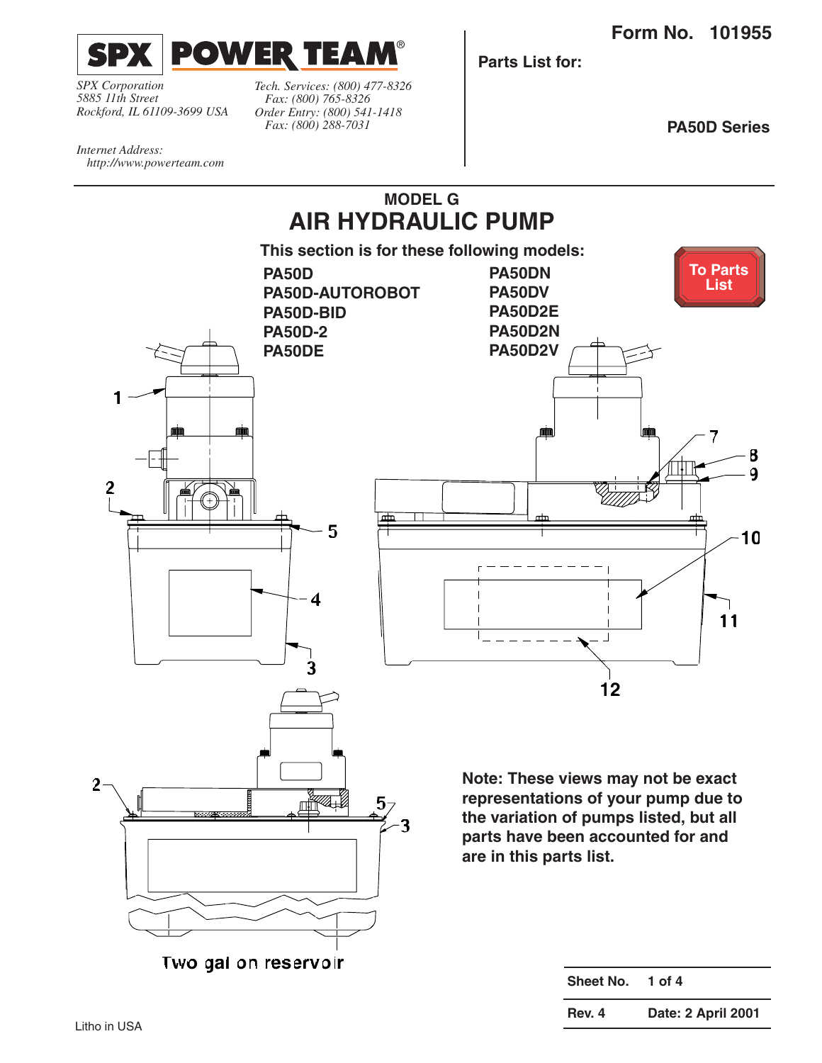**SPX POWER TEAM®**

*SPX Corporation*
*5885 11th Street*
*Rockford, IL 61109-3699 USA*

*Tech. Services: (800) 477-8326*
*Fax: (800) 765-8326*
*Order Entry: (800) 541-1418*
*Fax: (800) 288-7031*

*Internet Address:*
*http://www.powerteam.com*

**Form No. 101955**

**Parts List for:**

**PA50D Series**

## MODEL G
# AIR HYDRAULIC PUMP

**This section is for these following models:**

| | |
|---|---|
| **PA50D** | **PA50DN** |
| **PA50D-AUTOROBOT** | **PA50DV** |
| **PA50D-BID** | **PA50D2E** |
| **PA50D-2** | **PA50D2N** |
| **PA50DE** | **PA50D2V** |

To Parts List

Two gal on reservoir

**Note: These views may not be exact representations of your pump due to the variation of pumps listed, but all parts have been accounted for and are in this parts list.**

| | |
|---|---|
| **Sheet No.** | **1 of 4** |
| **Rev. 4** | **Date: 2 April 2001** |

Litho in USA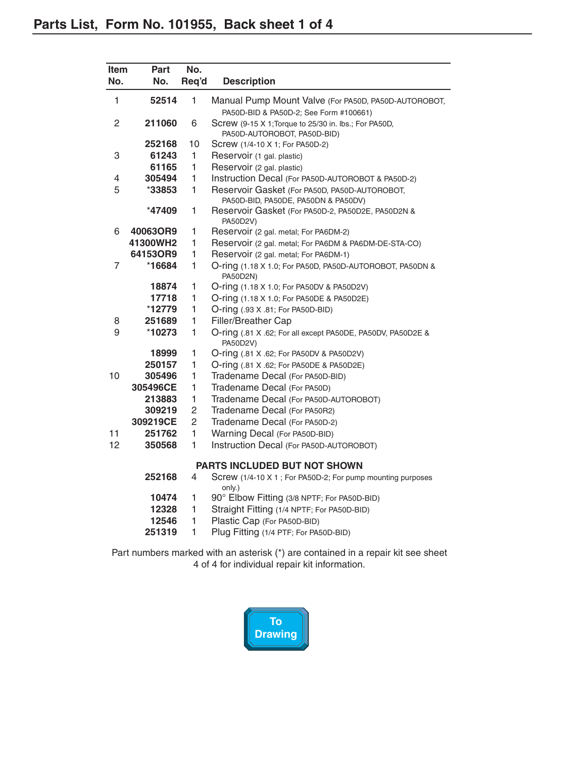## Parts List, Form No. 101955, Back sheet 1 of 4

| Item No. | Part No. | No. Req'd | Description |
|---|---|---|---|
| 1 | **52514** | 1 | Manual Pump Mount Valve (For PA50D, PA50D-AUTOROBOT, PA50D-BID & PA50D-2; See Form #100661) |
| 2 | **211060** | 6 | Screw (9-15 X 1;Torque to 25/30 in. lbs.; For PA50D, PA50D-AUTOROBOT, PA50D-BID) |
| | **252168** | 10 | Screw (1/4-10 X 1; For PA50D-2) |
| 3 | **61243** | 1 | Reservoir (1 gal. plastic) |
| | **61165** | 1 | Reservoir (2 gal. plastic) |
| 4 | **305494** | 1 | Instruction Decal (For PA50D-AUTOROBOT & PA50D-2) |
| 5 | ***33853** | 1 | Reservoir Gasket (For PA50D, PA50D-AUTOROBOT, PA50D-BID, PA50DE, PA50DN & PA50DV) |
| | ***47409** | 1 | Reservoir Gasket (For PA50D-2, PA50D2E, PA50D2N & PA50D2V) |
| 6 | **40063OR9** | 1 | Reservoir (2 gal. metal; For PA6DM-2) |
| | **41300WH2** | 1 | Reservoir (2 gal. metal; For PA6DM & PA6DM-DE-STA-CO) |
| | **64153OR9** | 1 | Reservoir (2 gal. metal; For PA6DM-1) |
| 7 | ***16684** | 1 | O-ring (1.18 X 1.0; For PA50D, PA50D-AUTOROBOT, PA50DN & PA50D2N) |
| | **18874** | 1 | O-ring (1.18 X 1.0; For PA50DV & PA50D2V) |
| | **17718** | 1 | O-ring (1.18 X 1.0; For PA50DE & PA50D2E) |
| | ***12779** | 1 | O-ring (.93 X .81; For PA50D-BID) |
| 8 | **251689** | 1 | Filler/Breather Cap |
| 9 | ***10273** | 1 | O-ring (.81 X .62; For all except PA50DE, PA50DV, PA50D2E & PA50D2V) |
| | **18999** | 1 | O-ring (.81 X .62; For PA50DV & PA50D2V) |
| | **250157** | 1 | O-ring (.81 X .62; For PA50DE & PA50D2E) |
| 10 | **305496** | 1 | Tradename Decal (For PA50D-BID) |
| | **305496CE** | 1 | Tradename Decal (For PA50D) |
| | **213883** | 1 | Tradename Decal (For PA50D-AUTOROBOT) |
| | **309219** | 2 | Tradename Decal (For PA50R2) |
| | **309219CE** | 2 | Tradename Decal (For PA50D-2) |
| 11 | **251762** | 1 | Warning Decal (For PA50D-BID) |
| 12 | **350568** | 1 | Instruction Decal (For PA50D-AUTOROBOT) |
| | | | **PARTS INCLUDED BUT NOT SHOWN** |
| | **252168** | 4 | Screw (1/4-10 X 1 ; For PA50D-2; For pump mounting purposes only.) |
| | **10474** | 1 | 90° Elbow Fitting (3/8 NPTF; For PA50D-BID) |
| | **12328** | 1 | Straight Fitting (1/4 NPTF; For PA50D-BID) |
| | **12546** | 1 | Plastic Cap (For PA50D-BID) |
| | **251319** | 1 | Plug Fitting (1/4 PTF; For PA50D-BID) |

Part numbers marked with an asterisk (*) are contained in a repair kit see sheet 4 of 4 for individual repair kit information.

To Drawing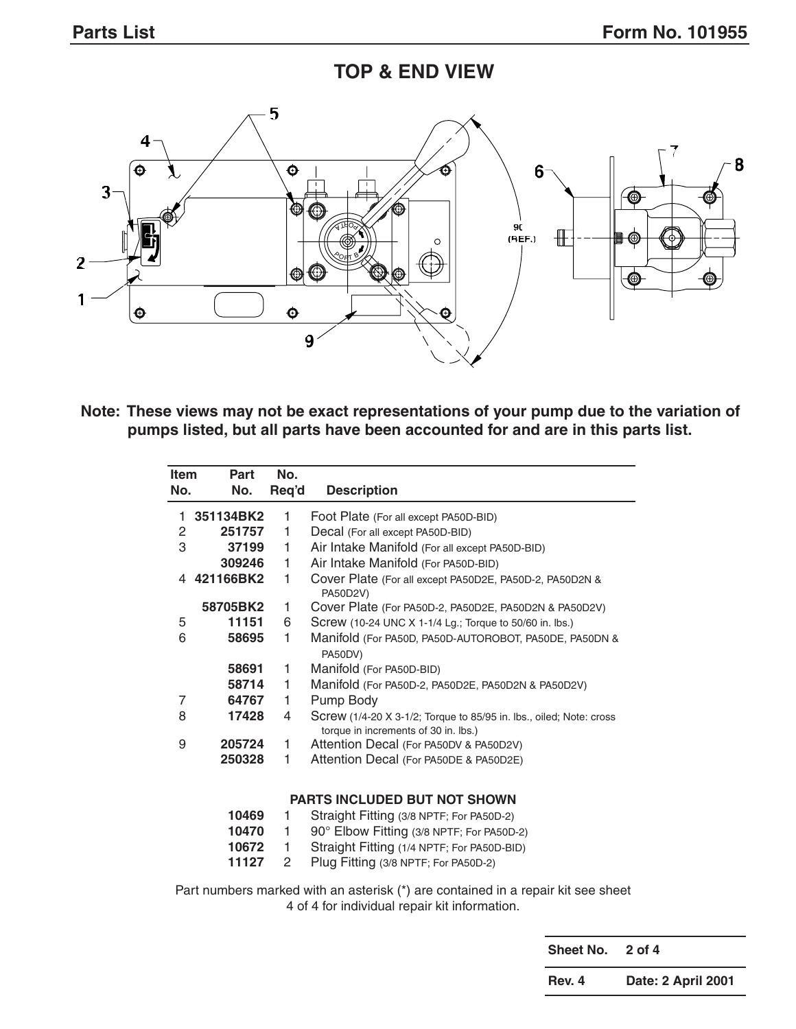## TOP & END VIEW

**Note: These views may not be exact representations of your pump due to the variation of pumps listed, but all parts have been accounted for and are in this parts list.**

| Item No. | Part No. | No. Req'd | Description |
|---|---|---|---|
| 1 | 351134BK2 | 1 | Foot Plate (For all except PA50D-BID) |
| 2 | 251757 | 1 | Decal (For all except PA50D-BID) |
| 3 | 37199 | 1 | Air Intake Manifold (For all except PA50D-BID) |
| | 309246 | 1 | Air Intake Manifold (For PA50D-BID) |
| 4 | 421166BK2 | 1 | Cover Plate (For all except PA50D2E, PA50D-2, PA50D2N & PA50D2V) |
| | 58705BK2 | 1 | Cover Plate (For PA50D-2, PA50D2E, PA50D2N & PA50D2V) |
| 5 | 11151 | 6 | Screw (10-24 UNC X 1-1/4 Lg.; Torque to 50/60 in. lbs.) |
| 6 | 58695 | 1 | Manifold (For PA50D, PA50D-AUTOROBOT, PA50DE, PA50DN & PA50DV) |
| | 58691 | 1 | Manifold (For PA50D-BID) |
| | 58714 | 1 | Manifold (For PA50D-2, PA50D2E, PA50D2N & PA50D2V) |
| 7 | 64767 | 1 | Pump Body |
| 8 | 17428 | 4 | Screw (1/4-20 X 3-1/2; Torque to 85/95 in. lbs., oiled; Note: cross torque in increments of 30 in. lbs.) |
| 9 | 205724 | 1 | Attention Decal (For PA50DV & PA50D2V) |
| | 250328 | 1 | Attention Decal (For PA50DE & PA50D2E) |

### PARTS INCLUDED BUT NOT SHOWN

| Part No. | No. Req'd | Description |
|---|---|---|
| 10469 | 1 | Straight Fitting (3/8 NPTF; For PA50D-2) |
| 10470 | 1 | 90° Elbow Fitting (3/8 NPTF; For PA50D-2) |
| 10672 | 1 | Straight Fitting (1/4 NPTF; For PA50D-BID) |
| 11127 | 2 | Plug Fitting (3/8 NPTF; For PA50D-2) |

Part numbers marked with an asterisk (*) are contained in a repair kit see sheet 4 of 4 for individual repair kit information.

| Sheet No. | 2 of 4 |
|---|---|
| Rev. 4 | Date: 2 April 2001 |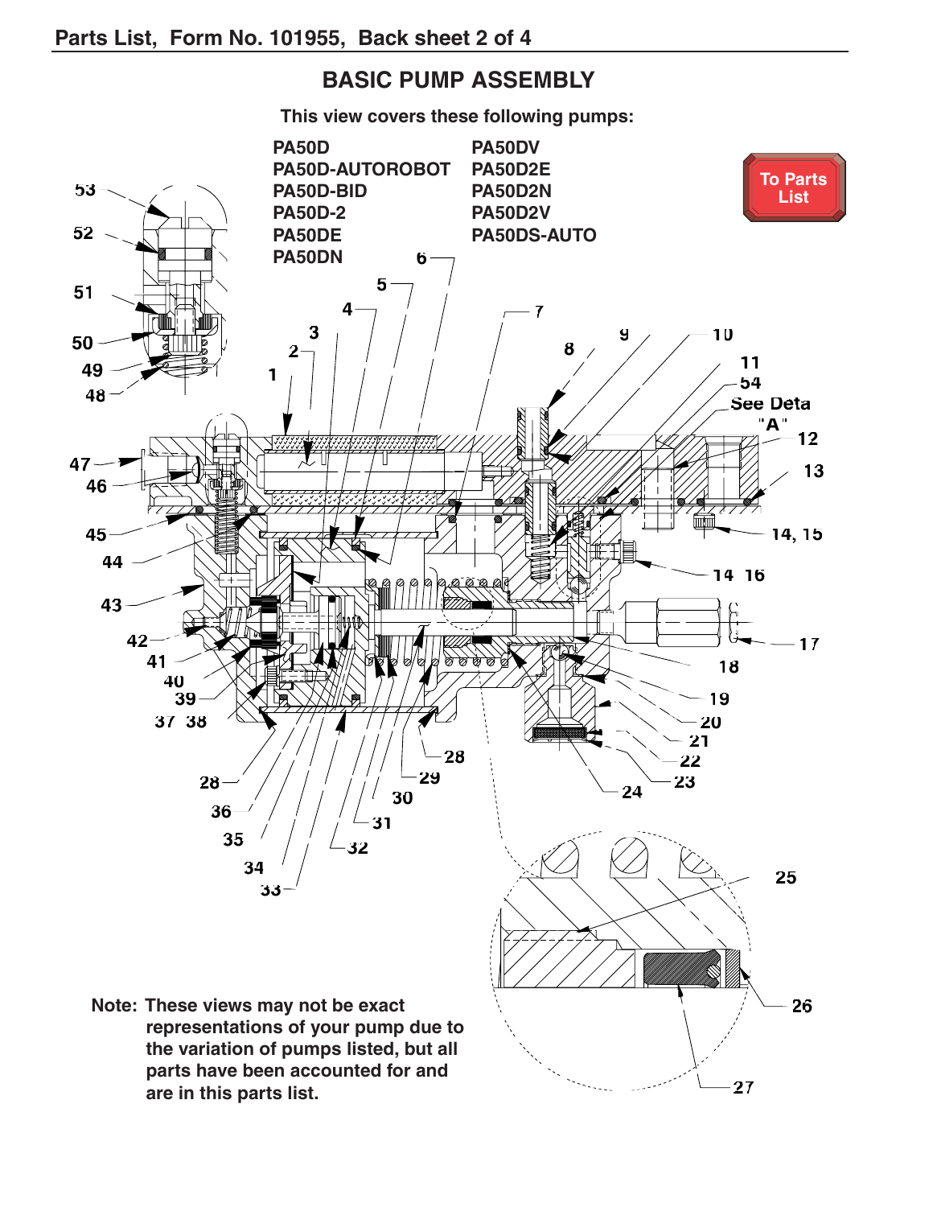## BASIC PUMP ASSEMBLY

**This view covers these following pumps:**

| | |
|---|---|
| PA50D | PA50DV |
| PA50D-AUTOROBOT | PA50D2E |
| PA50D-BID | PA50D2N |
| PA50D-2 | PA50D2V |
| PA50DE | PA50DS-AUTO |
| PA50DN | |

To Parts List

See Detail "A"

**Note: These views may not be exact representations of your pump due to the variation of pumps listed, but all parts have been accounted for and are in this parts list.**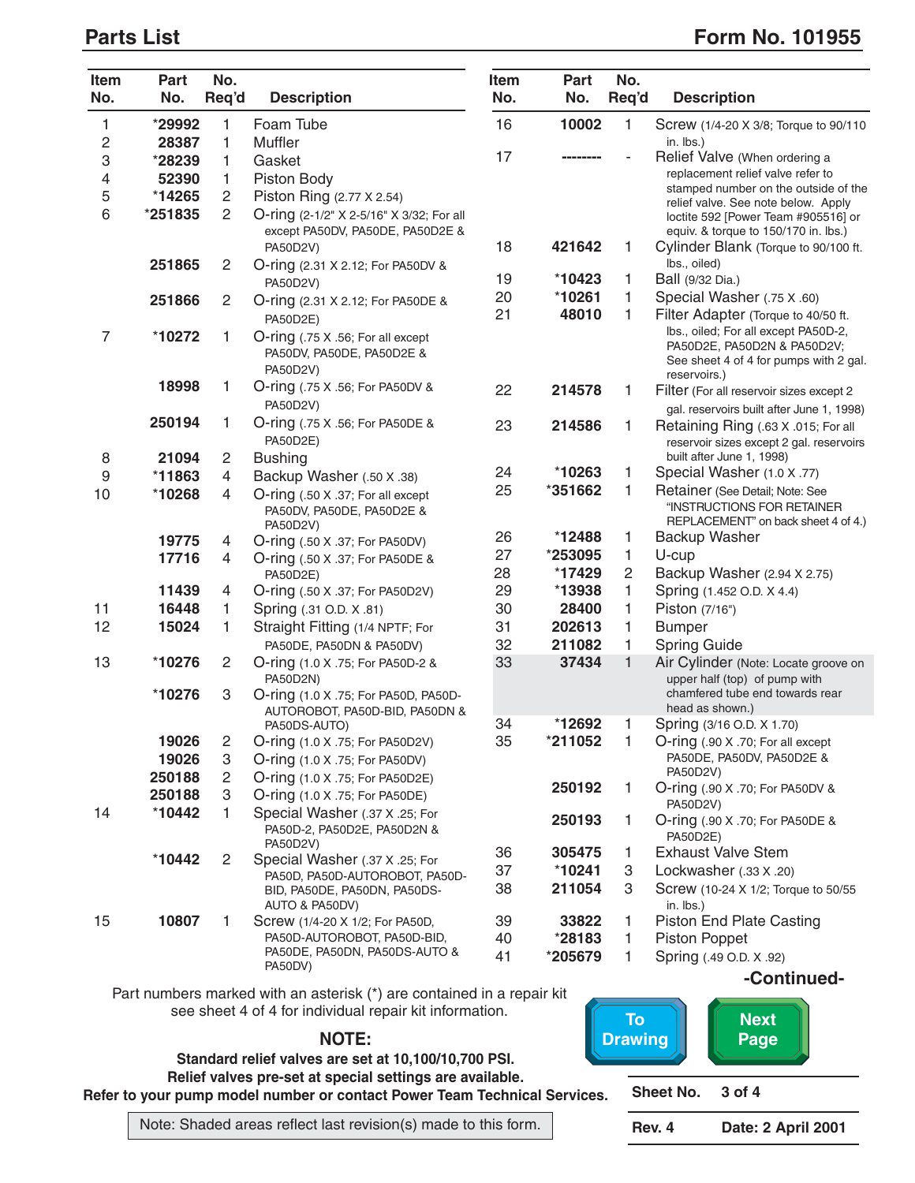## Parts List

## Form No. 101955

| Item No. | Part No. | No. Req'd | Description |
|---|---|---|---|
| 1 | *29992 | 1 | Foam Tube |
| 2 | 28387 | 1 | Muffler |
| 3 | *28239 | 1 | Gasket |
| 4 | 52390 | 1 | Piston Body |
| 5 | *14265 | 2 | Piston Ring (2.77 X 2.54) |
| 6 | *251835 | 2 | O-ring (2-1/2" X 2-5/16" X 3/32; For all except PA50DV, PA50DE, PA50D2E & PA50D2V) |
| | 251865 | 2 | O-ring (2.31 X 2.12; For PA50DV & PA50D2V) |
| | 251866 | 2 | O-ring (2.31 X 2.12; For PA50DE & PA50D2E) |
| 7 | *10272 | 1 | O-ring (.75 X .56; For all except PA50DV, PA50DE, PA50D2E & PA50D2V) |
| | 18998 | 1 | O-ring (.75 X .56; For PA50DV & PA50D2V) |
| | 250194 | 1 | O-ring (.75 X .56; For PA50DE & PA50D2E) |
| 8 | 21094 | 2 | Bushing |
| 9 | *11863 | 4 | Backup Washer (.50 X .38) |
| 10 | *10268 | 4 | O-ring (.50 X .37; For all except PA50DV, PA50DE, PA50D2E & PA50D2V) |
| | 19775 | 4 | O-ring (.50 X .37; For PA50DV) |
| | 17716 | 4 | O-ring (.50 X .37; For PA50DE & PA50D2E) |
| | 11439 | 4 | O-ring (.50 X .37; For PA50D2V) |
| 11 | 16448 | 1 | Spring (.31 O.D. X .81) |
| 12 | 15024 | 1 | Straight Fitting (1/4 NPTF; For PA50DE, PA50DN & PA50DV) |
| 13 | *10276 | 2 | O-ring (1.0 X .75; For PA50D-2 & PA50D2N) |
| | *10276 | 3 | O-ring (1.0 X .75; For PA50D, PA50D-AUTOROBOT, PA50D-BID, PA50DN & PA50DS-AUTO) |
| | 19026 | 2 | O-ring (1.0 X .75; For PA50D2V) |
| | 19026 | 3 | O-ring (1.0 X .75; For PA50DV) |
| | 250188 | 2 | O-ring (1.0 X .75; For PA50D2E) |
| | 250188 | 3 | O-ring (1.0 X .75; For PA50DE) |
| 14 | *10442 | 1 | Special Washer (.37 X .25; For PA50D-2, PA50D2E, PA50D2N & PA50D2V) |
| | *10442 | 2 | Special Washer (.37 X .25; For PA50D, PA50D-AUTOROBOT, PA50D-BID, PA50DE, PA50DN, PA50DS-AUTO & PA50DV) |
| 15 | 10807 | 1 | Screw (1/4-20 X 1/2; For PA50D, PA50D-AUTOROBOT, PA50D-BID, PA50DE, PA50DN, PA50DS-AUTO & PA50DV) |
| 16 | 10002 | 1 | Screw (1/4-20 X 3/8; Torque to 90/110 in. lbs.) |
| 17 | -------- | - | Relief Valve (When ordering a replacement relief valve refer to stamped number on the outside of the relief valve. See note below. Apply loctite 592 [Power Team #905516] or equiv. & torque to 150/170 in. lbs.) |
| 18 | 421642 | 1 | Cylinder Blank (Torque to 90/100 ft. lbs., oiled) |
| 19 | *10423 | 1 | Ball (9/32 Dia.) |
| 20 | *10261 | 1 | Special Washer (.75 X .60) |
| 21 | 48010 | 1 | Filter Adapter (Torque to 40/50 ft. lbs., oiled; For all except PA50D-2, PA50D2E, PA50D2N & PA50D2V; See sheet 4 of 4 for pumps with 2 gal. reservoirs.) |
| 22 | 214578 | 1 | Filter (For all reservoir sizes except 2 gal. reservoirs built after June 1, 1998) |
| 23 | 214586 | 1 | Retaining Ring (.63 X .015; For all reservoir sizes except 2 gal. reservoirs built after June 1, 1998) |
| 24 | *10263 | 1 | Special Washer (1.0 X .77) |
| 25 | *351662 | 1 | Retainer (See Detail; Note: See "INSTRUCTIONS FOR RETAINER REPLACEMENT" on back sheet 4 of 4.) |
| 26 | *12488 | 1 | Backup Washer |
| 27 | *253095 | 1 | U-cup |
| 28 | *17429 | 2 | Backup Washer (2.94 X 2.75) |
| 29 | *13938 | 1 | Spring (1.452 O.D. X 4.4) |
| 30 | 28400 | 1 | Piston (7/16") |
| 31 | 202613 | 1 | Bumper |
| 32 | 211082 | 1 | Spring Guide |
| 33 | 37434 | 1 | Air Cylinder (Note: Locate groove on upper half (top) of pump with chamfered tube end towards rear head as shown.) |
| 34 | *12692 | 1 | Spring (3/16 O.D. X 1.70) |
| 35 | *211052 | 1 | O-ring (.90 X .70; For all except PA50DE, PA50DV, PA50D2E & PA50D2V) |
| | 250192 | 1 | O-ring (.90 X .70; For PA50DV & PA50D2V) |
| | 250193 | 1 | O-ring (.90 X .70; For PA50DE & PA50D2E) |
| 36 | 305475 | 1 | Exhaust Valve Stem |
| 37 | *10241 | 3 | Lockwasher (.33 X .20) |
| 38 | 211054 | 3 | Screw (10-24 X 1/2; Torque to 50/55 in. lbs.) |
| 39 | 33822 | 1 | Piston End Plate Casting |
| 40 | *28183 | 1 | Piston Poppet |
| 41 | *205679 | 1 | Spring (.49 O.D. X .92) |

**-Continued-**

Part numbers marked with an asterisk (*) are contained in a repair kit see sheet 4 of 4 for individual repair kit information.

**NOTE:**

**Standard relief valves are set at 10,100/10,700 PSI.**
**Relief valves pre-set at special settings are available.**
**Refer to your pump model number or contact Power Team Technical Services.**

Note: Shaded areas reflect last revision(s) made to this form.

To Drawing | Next Page

**Sheet No.** 3 of 4

**Rev. 4** **Date: 2 April 2001**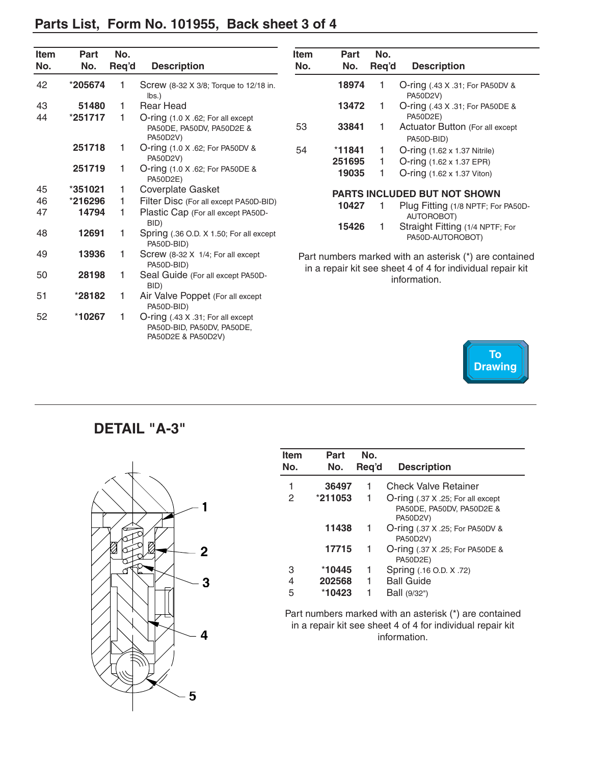## Parts List, Form No. 101955, Back sheet 3 of 4

| Item No. | Part No. | No. Req'd | Description |
|---|---|---|---|
| 42 | *205674 | 1 | Screw (8-32 X 3/8; Torque to 12/18 in. lbs.) |
| 43 | 51480 | 1 | Rear Head |
| 44 | *251717 | 1 | O-ring (1.0 X .62; For all except PA50DE, PA50DV, PA50D2E & PA50D2V) |
| | 251718 | 1 | O-ring (1.0 X .62; For PA50DV & PA50D2V) |
| | 251719 | 1 | O-ring (1.0 X .62; For PA50DE & PA50D2E) |
| 45 | *351021 | 1 | Coverplate Gasket |
| 46 | *216296 | 1 | Filter Disc (For all except PA50D-BID) |
| 47 | 14794 | 1 | Plastic Cap (For all except PA50D-BID) |
| 48 | 12691 | 1 | Spring (.36 O.D. X 1.50; For all except PA50D-BID) |
| 49 | 13936 | 1 | Screw (8-32 X 1/4; For all except PA50D-BID) |
| 50 | 28198 | 1 | Seal Guide (For all except PA50D-BID) |
| 51 | *28182 | 1 | Air Valve Poppet (For all except PA50D-BID) |
| 52 | *10267 | 1 | O-ring (.43 X .31; For all except PA50D-BID, PA50DV, PA50DE, PA50D2E & PA50D2V) |
| | 18974 | 1 | O-ring (.43 X .31; For PA50DV & PA50D2V) |
| | 13472 | 1 | O-ring (.43 X .31; For PA50DE & PA50D2E) |
| 53 | 33841 | 1 | Actuator Button (For all except PA50D-BID) |
| 54 | *11841 | 1 | O-ring (1.62 x 1.37 Nitrile) |
| | 251695 | 1 | O-ring (1.62 x 1.37 EPR) |
| | 19035 | 1 | O-ring (1.62 x 1.37 Viton) |
| | **PARTS INCLUDED BUT NOT SHOWN** | | |
| | 10427 | 1 | Plug Fitting (1/8 NPTF; For PA50D-AUTOROBOT) |
| | 15426 | 1 | Straight Fitting (1/4 NPTF; For PA50D-AUTOROBOT) |

Part numbers marked with an asterisk (*) are contained in a repair kit see sheet 4 of 4 for individual repair kit information.

To Drawing

## DETAIL "A-3"

| Item No. | Part No. | No. Req'd | Description |
|---|---|---|---|
| 1 | 36497 | 1 | Check Valve Retainer |
| 2 | *211053 | 1 | O-ring (.37 X .25; For all except PA50DE, PA50DV, PA50D2E & PA50D2V) |
| | 11438 | 1 | O-ring (.37 X .25; For PA50DV & PA50D2V) |
| | 17715 | 1 | O-ring (.37 X .25; For PA50DE & PA50D2E) |
| 3 | *10445 | 1 | Spring (.16 O.D. X .72) |
| 4 | 202568 | 1 | Ball Guide |
| 5 | *10423 | 1 | Ball (9/32") |

Part numbers marked with an asterisk (*) are contained in a repair kit see sheet 4 of 4 for individual repair kit information.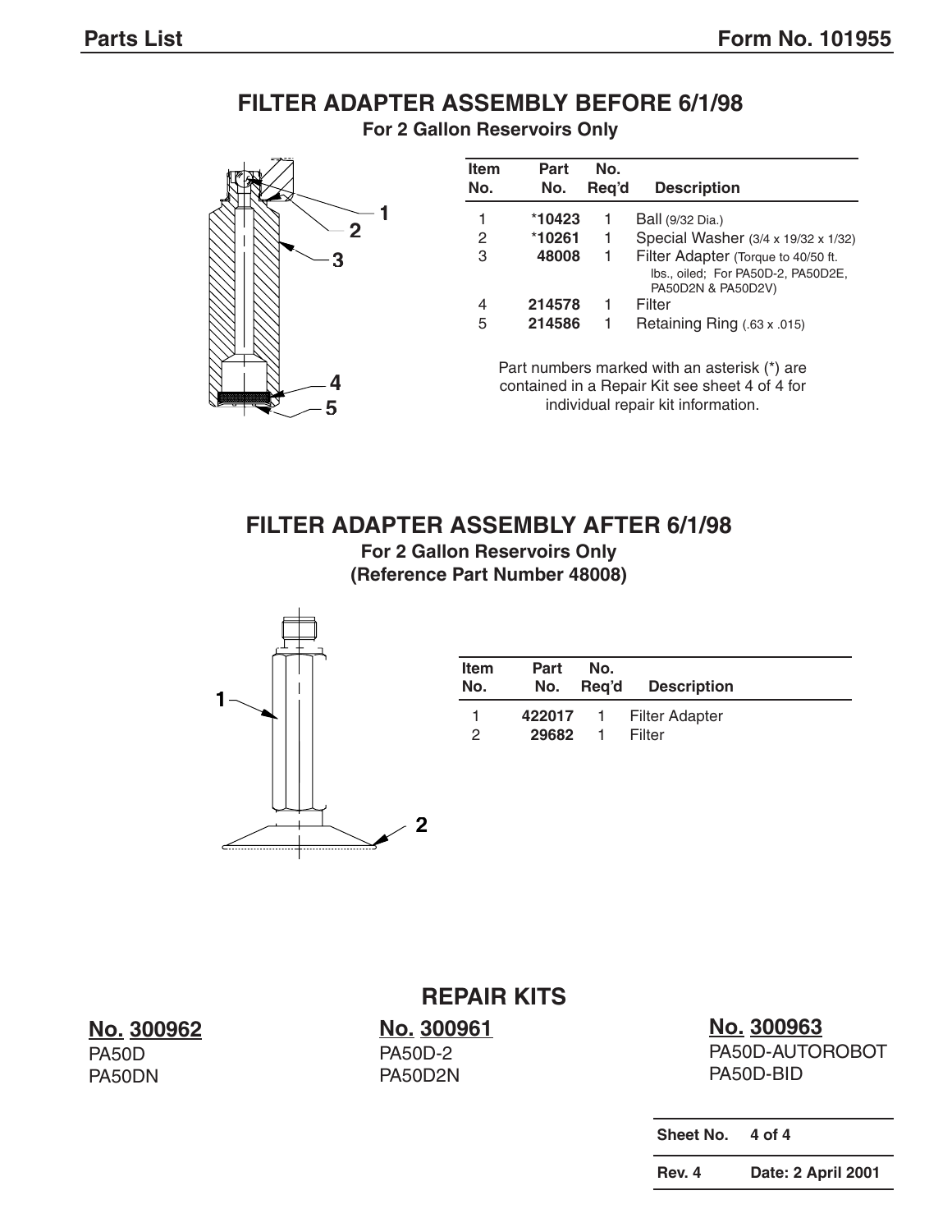## FILTER ADAPTER ASSEMBLY BEFORE 6/1/98

**For 2 Gallon Reservoirs Only**

| Item No. | Part No. | No. Req'd | Description |
|---|---|---|---|
| 1 | *10423 | 1 | Ball (9/32 Dia.) |
| 2 | *10261 | 1 | Special Washer (3/4 x 19/32 x 1/32) |
| 3 | 48008 | 1 | Filter Adapter (Torque to 40/50 ft. lbs., oiled; For PA50D-2, PA50D2E, PA50D2N & PA50D2V) |
| 4 | 214578 | 1 | Filter |
| 5 | 214586 | 1 | Retaining Ring (.63 x .015) |

Part numbers marked with an asterisk (*) are contained in a Repair Kit see sheet 4 of 4 for individual repair kit information.

## FILTER ADAPTER ASSEMBLY AFTER 6/1/98

**For 2 Gallon Reservoirs Only**
**(Reference Part Number 48008)**

| Item No. | Part No. | No. Req'd | Description |
|---|---|---|---|
| 1 | 422017 | 1 | Filter Adapter |
| 2 | 29682 | 1 | Filter |

## REPAIR KITS

**No. 300962**
PA50D
PA50DN

**No. 300961**
PA50D-2
PA50D2N

**No. 300963**
PA50D-AUTOROBOT
PA50D-BID

| Sheet No. | 4 of 4 |
|---|---|
| Rev. 4 | Date: 2 April 2001 |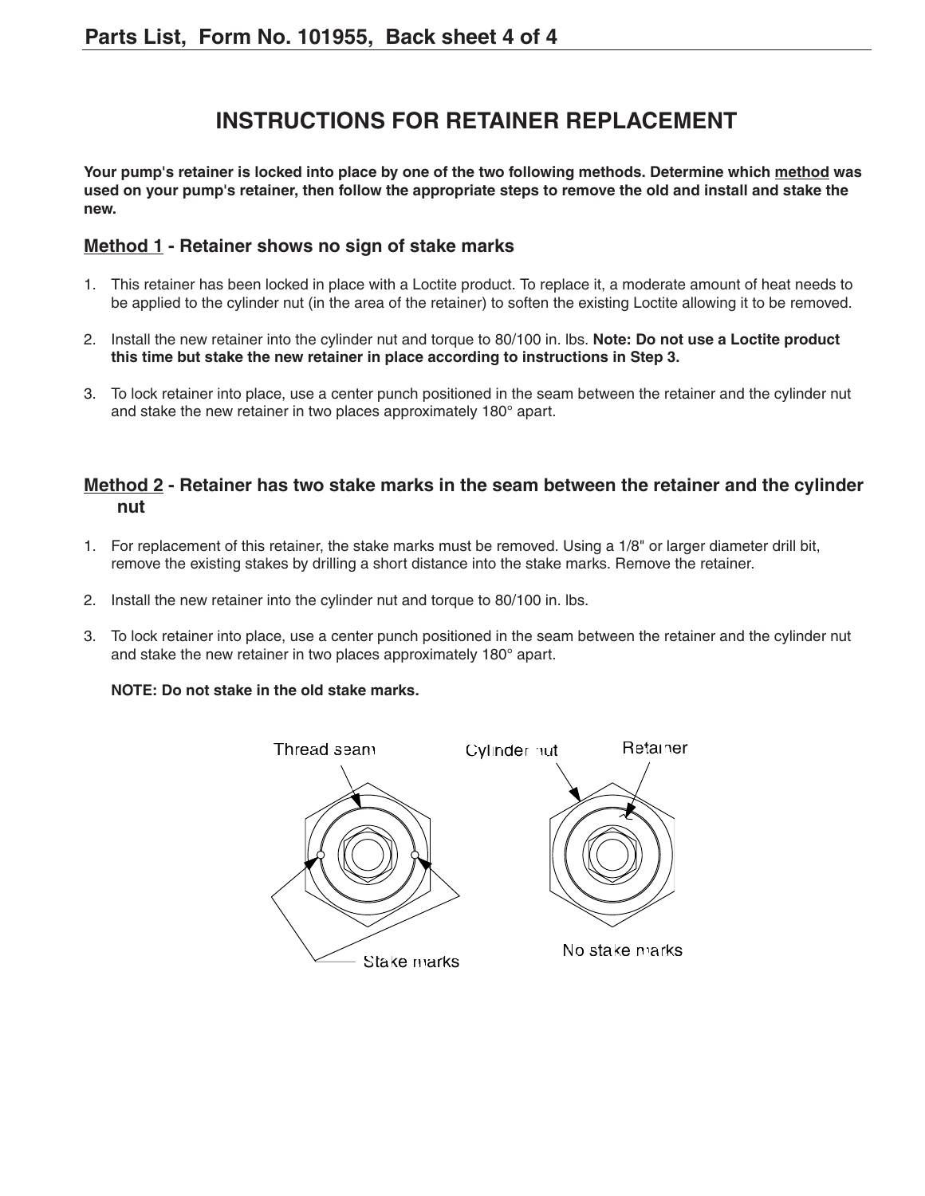# INSTRUCTIONS FOR RETAINER REPLACEMENT

**Your pump's retainer is locked into place by one of the two following methods. Determine which <u>method</u> was used on your pump's retainer, then follow the appropriate steps to remove the old and install and stake the new.**

## <u>Method 1</u> - Retainer shows no sign of stake marks

1. This retainer has been locked in place with a Loctite product. To replace it, a moderate amount of heat needs to be applied to the cylinder nut (in the area of the retainer) to soften the existing Loctite allowing it to be removed.
2. Install the new retainer into the cylinder nut and torque to 80/100 in. lbs. **Note: Do not use a Loctite product this time but stake the new retainer in place according to instructions in Step 3.**
3. To lock retainer into place, use a center punch positioned in the seam between the retainer and the cylinder nut and stake the new retainer in two places approximately 180° apart.

## <u>Method 2</u> - Retainer has two stake marks in the seam between the retainer and the cylinder nut

1. For replacement of this retainer, the stake marks must be removed. Using a 1/8" or larger diameter drill bit, remove the existing stakes by drilling a short distance into the stake marks. Remove the retainer.
2. Install the new retainer into the cylinder nut and torque to 80/100 in. lbs.
3. To lock retainer into place, use a center punch positioned in the seam between the retainer and the cylinder nut and stake the new retainer in two places approximately 180° apart.

   **NOTE: Do not stake in the old stake marks.**

Thread seam

Cylinder nut

Retainer

Stake marks

No stake marks